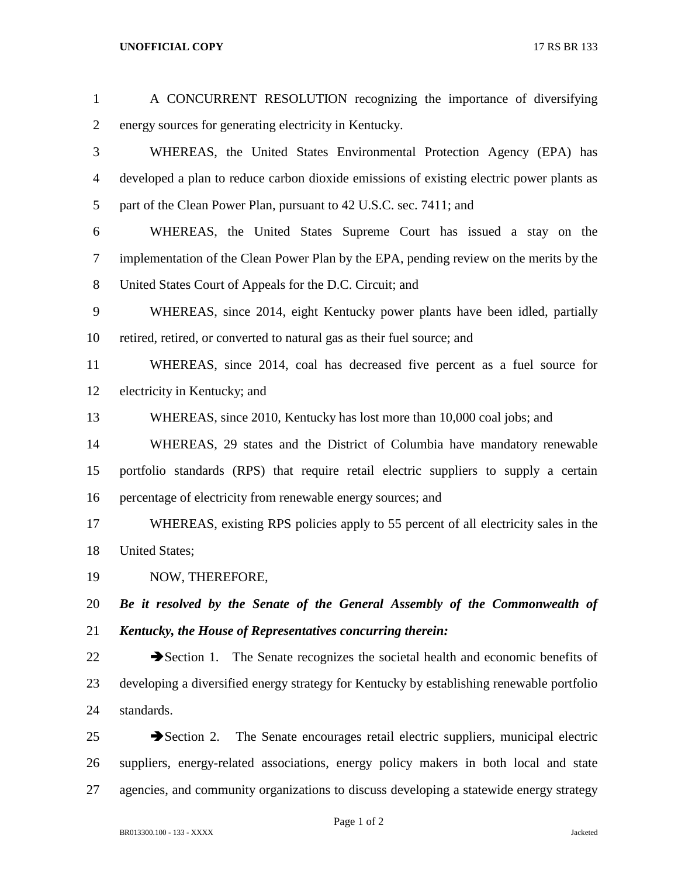A CONCURRENT RESOLUTION recognizing the importance of diversifying energy sources for generating electricity in Kentucky.

WHEREAS, the United States Environmental Protection Agency (EPA) has developed a plan to reduce carbon dioxide emissions of existing electric power plants as part of the Clean Power Plan, pursuant to 42 U.S.C. sec. 7411; and

WHEREAS, the United States Supreme Court has issued a stay on the implementation of the Clean Power Plan by the EPA, pending review on the merits by the United States Court of Appeals for the D.C. Circuit; and

WHEREAS, since 2014, eight Kentucky power plants have been idled, partially retired, retired, or converted to natural gas as their fuel source; and

WHEREAS, since 2014, coal has decreased five percent as a fuel source for electricity in Kentucky; and

WHEREAS, since 2010, Kentucky has lost more than 10,000 coal jobs; and

WHEREAS, 29 states and the District of Columbia have mandatory renewable portfolio standards (RPS) that require retail electric suppliers to supply a certain percentage of electricity from renewable energy sources; and

WHEREAS, existing RPS policies apply to 55 percent of all electricity sales in the United States;

NOW, THEREFORE,

***Be it resolved by the Senate of the General Assembly of the Commonwealth of Kentucky, the House of Representatives concurring therein:***

➔Section 1. The Senate recognizes the societal health and economic benefits of developing a diversified energy strategy for Kentucky by establishing renewable portfolio standards.

➔Section 2. The Senate encourages retail electric suppliers, municipal electric suppliers, energy-related associations, energy policy makers in both local and state agencies, and community organizations to discuss developing a statewide energy strategy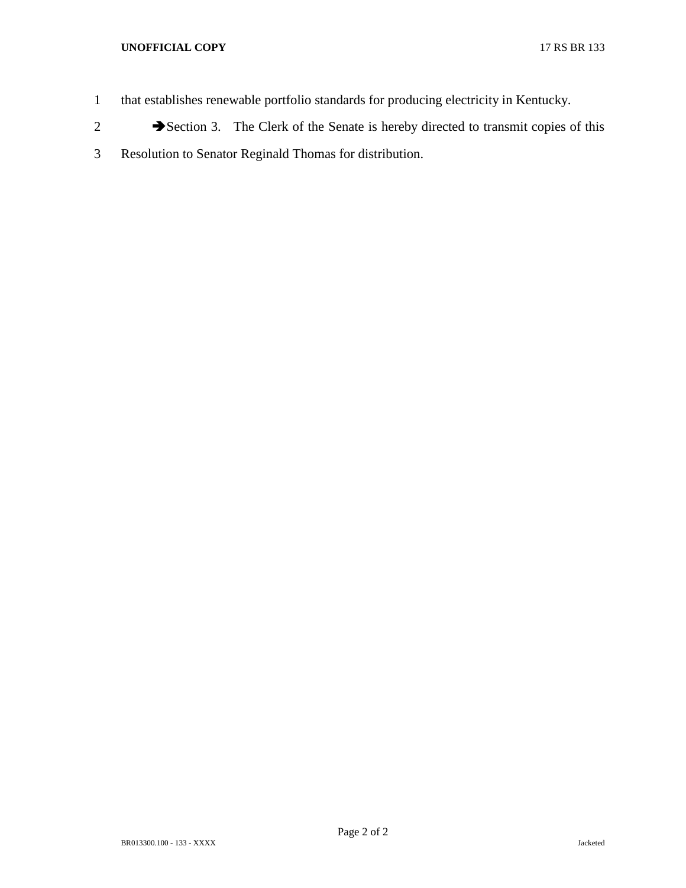that establishes renewable portfolio standards for producing electricity in Kentucky.

➔Section 3. The Clerk of the Senate is hereby directed to transmit copies of this Resolution to Senator Reginald Thomas for distribution.